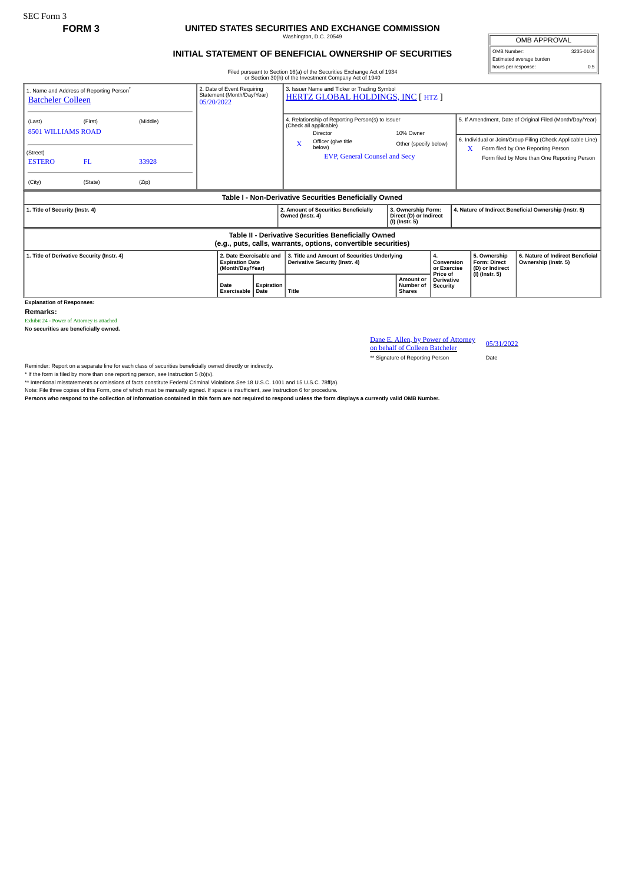SEC Form 3

**FORM 3**

# UNITED STATES SECURITIES AND EXCHANGE COMMISSION

Washington, D.C. 20549

## INITIAL STATEMENT OF BENEFICIAL OWNERSHIP OF SECURITIES

| OMB APPROVAL | |
|---|---|
| OMB Number: | 3235-0104 |
| Estimated average burden | |
| hours per response: | 0.5 |

Filed pursuant to Section 16(a) of the Securities Exchange Act of 1934 or Section 30(h) of the Investment Company Act of 1940

| 1. Name and Address of Reporting Person* | 2. Date of Event Requiring Statement (Month/Day/Year) | 3. Issuer Name **and** Ticker or Trading Symbol |
|---|---|---|
| Batcheler Colleen | 05/20/2022 | HERTZ GLOBAL HOLDINGS, INC [ HTZ ] |
| (Last) (First) (Middle) 8501 WILLIAMS ROAD | | 4. Relationship of Reporting Person(s) to Issuer (Check all applicable): Director; 10% Owner; X Officer (give title below); Other (specify below) — EVP, General Counsel and Secy |
| (Street) ESTERO FL 33928 | | 5. If Amendment, Date of Original Filed (Month/Day/Year) |
| (City) (State) (Zip) | | 6. Individual or Joint/Group Filing (Check Applicable Line): X Form filed by One Reporting Person; Form filed by More than One Reporting Person |

**Table I - Non-Derivative Securities Beneficially Owned**

| 1. Title of Security (Instr. 4) | 2. Amount of Securities Beneficially Owned (Instr. 4) | 3. Ownership Form: Direct (D) or Indirect (I) (Instr. 5) | 4. Nature of Indirect Beneficial Ownership (Instr. 5) |
|---|---|---|---|

**Table II - Derivative Securities Beneficially Owned (e.g., puts, calls, warrants, options, convertible securities)**

| 1. Title of Derivative Security (Instr. 4) | 2. Date Exercisable and Expiration Date (Month/Day/Year) | | 3. Title and Amount of Securities Underlying Derivative Security (Instr. 4) | | 4. Conversion or Exercise Price of Derivative Security | 5. Ownership Form: Direct (D) or Indirect (I) (Instr. 5) | 6. Nature of Indirect Beneficial Ownership (Instr. 5) |
|---|---|---|---|---|---|---|---|
| | Date Exercisable | Expiration Date | Title | Amount or Number of Shares | | | |

**Explanation of Responses:**

**Remarks:**

Exhibit 24 - Power of Attorney is attached

**No securities are beneficially owned.**

| Dane E. Allen, by Power of Attorney on behalf of Colleen Batcheler | 05/31/2022 |
|---|---|
| ** Signature of Reporting Person | Date |

Reminder: Report on a separate line for each class of securities beneficially owned directly or indirectly.

\* If the form is filed by more than one reporting person, *see* Instruction 5 (b)(v).

\** Intentional misstatements or omissions of facts constitute Federal Criminal Violations *See* 18 U.S.C. 1001 and 15 U.S.C. 78ff(a).

Note: File three copies of this Form, one of which must be manually signed. If space is insufficient, *see* Instruction 6 for procedure.

**Persons who respond to the collection of information contained in this form are not required to respond unless the form displays a currently valid OMB Number.**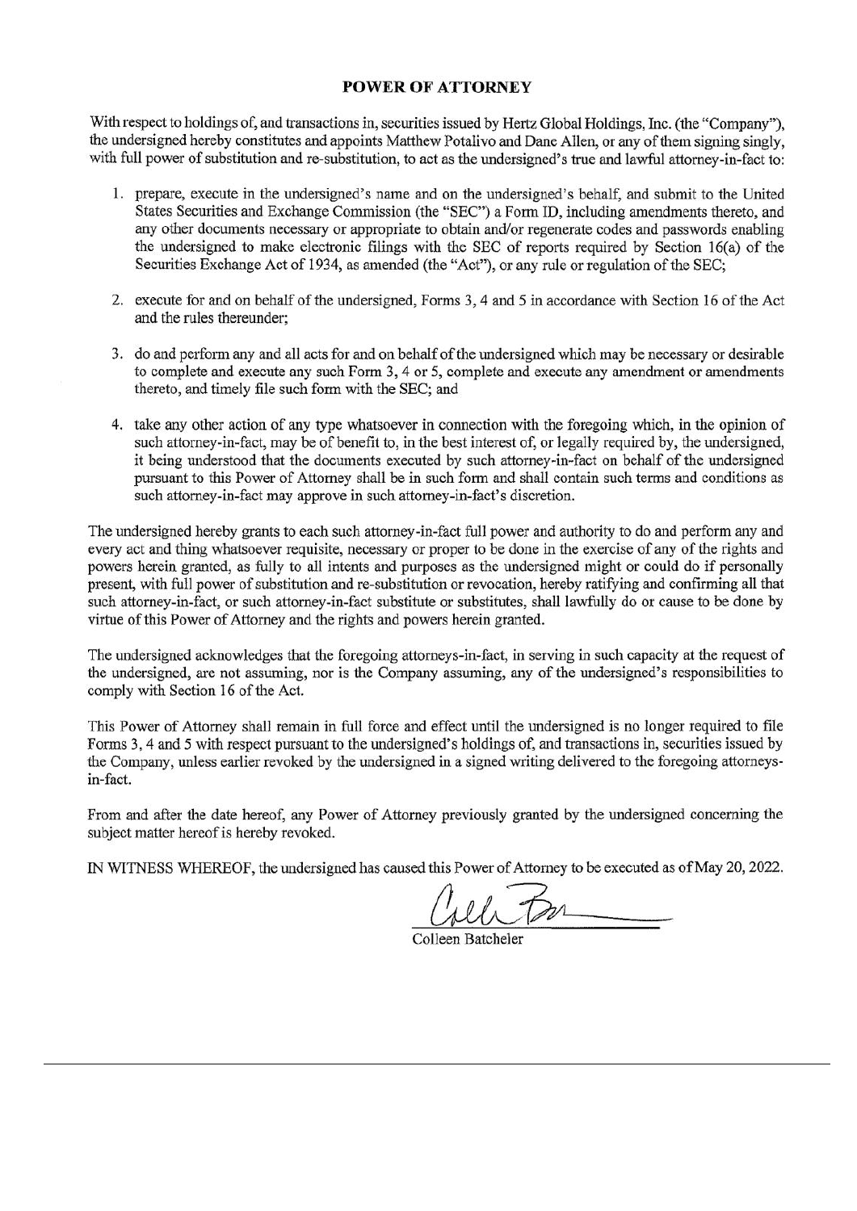# POWER OF ATTORNEY

With respect to holdings of, and transactions in, securities issued by Hertz Global Holdings, Inc. (the "Company"), the undersigned hereby constitutes and appoints Matthew Potalivo and Dane Allen, or any of them signing singly, with full power of substitution and re-substitution, to act as the undersigned's true and lawful attorney-in-fact to:

1. prepare, execute in the undersigned's name and on the undersigned's behalf, and submit to the United States Securities and Exchange Commission (the "SEC") a Form ID, including amendments thereto, and any other documents necessary or appropriate to obtain and/or regenerate codes and passwords enabling the undersigned to make electronic filings with the SEC of reports required by Section 16(a) of the Securities Exchange Act of 1934, as amended (the "Act"), or any rule or regulation of the SEC;

2. execute for and on behalf of the undersigned, Forms 3, 4 and 5 in accordance with Section 16 of the Act and the rules thereunder;

3. do and perform any and all acts for and on behalf of the undersigned which may be necessary or desirable to complete and execute any such Form 3, 4 or 5, complete and execute any amendment or amendments thereto, and timely file such form with the SEC; and

4. take any other action of any type whatsoever in connection with the foregoing which, in the opinion of such attorney-in-fact, may be of benefit to, in the best interest of, or legally required by, the undersigned, it being understood that the documents executed by such attorney-in-fact on behalf of the undersigned pursuant to this Power of Attorney shall be in such form and shall contain such terms and conditions as such attorney-in-fact may approve in such attorney-in-fact's discretion.

The undersigned hereby grants to each such attorney-in-fact full power and authority to do and perform any and every act and thing whatsoever requisite, necessary or proper to be done in the exercise of any of the rights and powers herein granted, as fully to all intents and purposes as the undersigned might or could do if personally present, with full power of substitution and re-substitution or revocation, hereby ratifying and confirming all that such attorney-in-fact, or such attorney-in-fact substitute or substitutes, shall lawfully do or cause to be done by virtue of this Power of Attorney and the rights and powers herein granted.

The undersigned acknowledges that the foregoing attorneys-in-fact, in serving in such capacity at the request of the undersigned, are not assuming, nor is the Company assuming, any of the undersigned's responsibilities to comply with Section 16 of the Act.

This Power of Attorney shall remain in full force and effect until the undersigned is no longer required to file Forms 3, 4 and 5 with respect pursuant to the undersigned's holdings of, and transactions in, securities issued by the Company, unless earlier revoked by the undersigned in a signed writing delivered to the foregoing attorneys-in-fact.

From and after the date hereof, any Power of Attorney previously granted by the undersigned concerning the subject matter hereof is hereby revoked.

IN WITNESS WHEREOF, the undersigned has caused this Power of Attorney to be executed as of May 20, 2022.

Colleen Batcheler